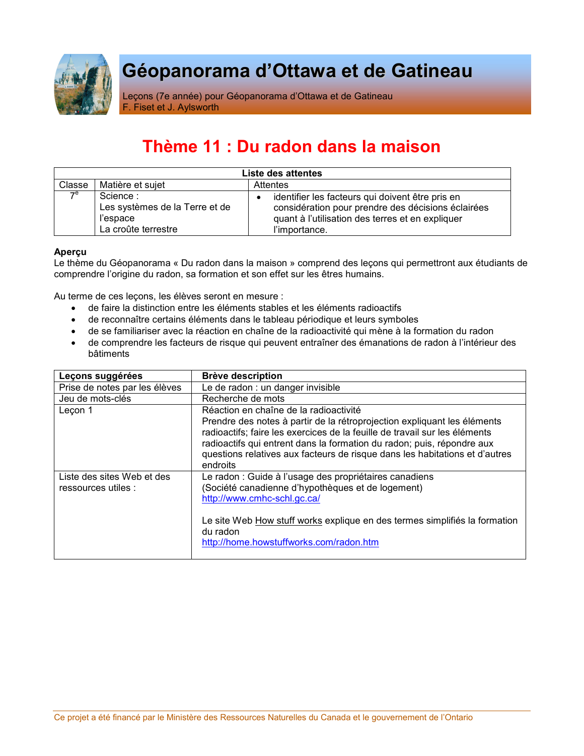# Géopanorama d'Ottawa et de Gatineau

Leçons (7e année) pour Géopanorama d'Ottawa et de Gatineau
F. Fiset et J. Aylsworth

## Thème 11 : Du radon dans la maison

| Liste des attentes | | |
|---|---|---|
| Classe | Matière et sujet | Attentes |
| 7e | Science : Les systèmes de la Terre et de l'espace La croûte terrestre | • identifier les facteurs qui doivent être pris en considération pour prendre des décisions éclairées quant à l'utilisation des terres et en expliquer l'importance. |

**Aperçu**
Le thème du Géopanorama « Du radon dans la maison » comprend des leçons qui permettront aux étudiants de comprendre l'origine du radon, sa formation et son effet sur les êtres humains.

Au terme de ces leçons, les élèves seront en mesure :

- de faire la distinction entre les éléments stables et les éléments radioactifs
- de reconnaître certains éléments dans le tableau périodique et leurs symboles
- de se familiariser avec la réaction en chaîne de la radioactivité qui mène à la formation du radon
- de comprendre les facteurs de risque qui peuvent entraîner des émanations de radon à l'intérieur des bâtiments

| Leçons suggérées | Brève description |
|---|---|
| Prise de notes par les élèves | Le de radon : un danger invisible |
| Jeu de mots-clés | Recherche de mots |
| Leçon 1 | Réaction en chaîne de la radioactivité<br>Prendre des notes à partir de la rétroprojection expliquant les éléments radioactifs; faire les exercices de la feuille de travail sur les éléments radioactifs qui entrent dans la formation du radon; puis, répondre aux questions relatives aux facteurs de risque dans les habitations et d'autres endroits |
| Liste des sites Web et des ressources utiles : | Le radon : Guide à l'usage des propriétaires canadiens (Société canadienne d'hypothèques et de logement)<br>http://www.cmhc-schl.gc.ca/<br><br>Le site Web How stuff works explique en des termes simplifiés la formation du radon<br>http://home.howstuffworks.com/radon.htm |

Ce projet a été financé par le Ministère des Ressources Naturelles du Canada et le gouvernement de l'Ontario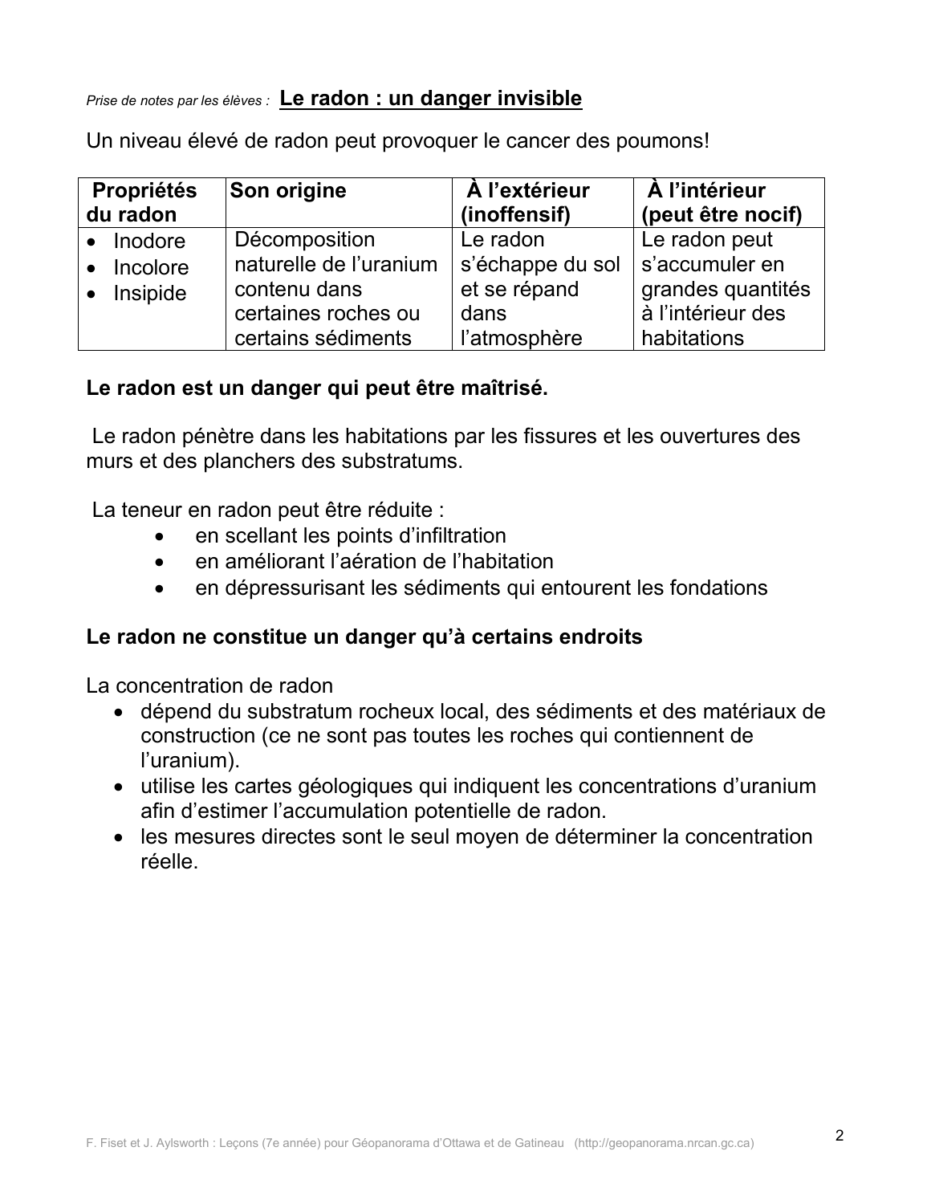*Prise de notes par les élèves :* **Le radon : un danger invisible**

Un niveau élevé de radon peut provoquer le cancer des poumons!

| **Propriétés du radon** | **Son origine** | **À l'extérieur (inoffensif)** | **À l'intérieur (peut être nocif)** |
|---|---|---|---|
| • Inodore<br>• Incolore<br>• Insipide | Décomposition naturelle de l'uranium contenu dans certaines roches ou certains sédiments | Le radon s'échappe du sol et se répand dans l'atmosphère | Le radon peut s'accumuler en grandes quantités à l'intérieur des habitations |

**Le radon est un danger qui peut être maîtrisé.**

Le radon pénètre dans les habitations par les fissures et les ouvertures des murs et des planchers des substratums.

La teneur en radon peut être réduite :

- en scellant les points d'infiltration
- en améliorant l'aération de l'habitation
- en dépressurisant les sédiments qui entourent les fondations

**Le radon ne constitue un danger qu'à certains endroits**

La concentration de radon

- dépend du substratum rocheux local, des sédiments et des matériaux de construction (ce ne sont pas toutes les roches qui contiennent de l'uranium).
- utilise les cartes géologiques qui indiquent les concentrations d'uranium afin d'estimer l'accumulation potentielle de radon.
- les mesures directes sont le seul moyen de déterminer la concentration réelle.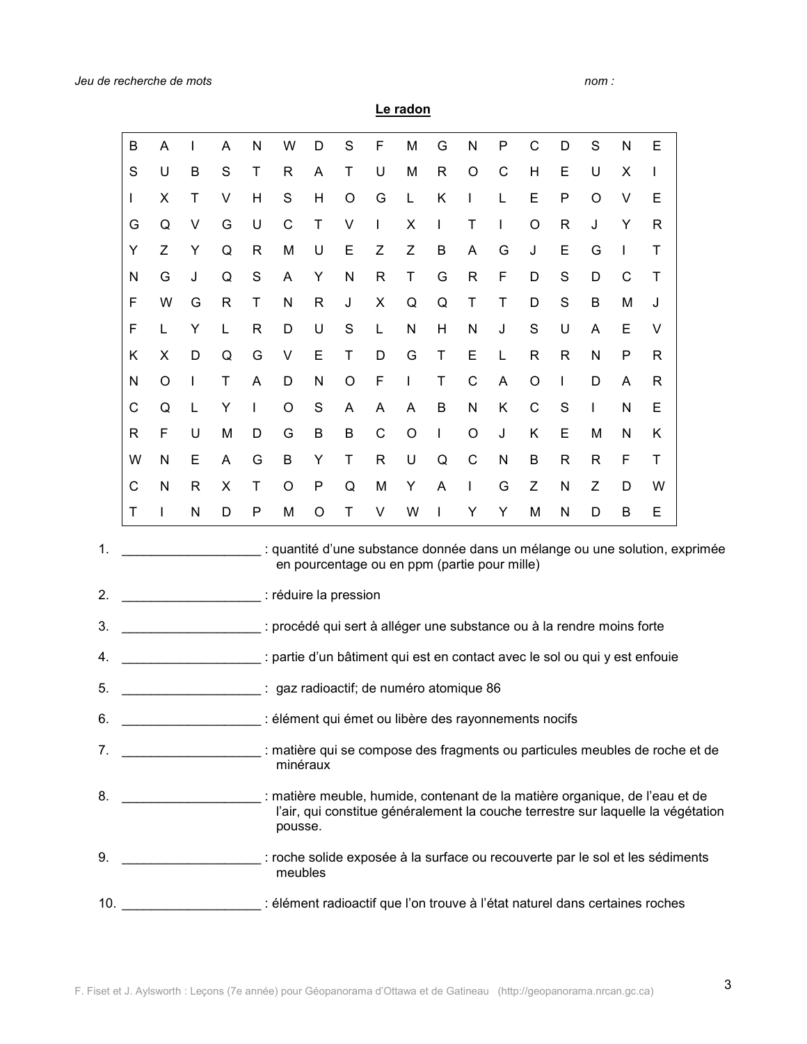*Jeu de recherche de mots* *nom :*

## Le radon

| | | | | | | | | | | | | | | | | |
|---|---|---|---|---|---|---|---|---|---|---|---|---|---|---|---|---|
| B | A | I | A | N | W | D | S | F | M | G | N | P | C | D | S | N | E |
| S | U | B | S | T | R | A | T | U | M | R | O | C | H | E | U | X | I |
| I | X | T | V | H | S | H | O | G | L | K | I | L | E | P | O | V | E |
| G | Q | V | G | U | C | T | V | I | X | I | T | I | O | R | J | Y | R |
| Y | Z | Y | Q | R | M | U | E | Z | Z | B | A | G | J | E | G | I | T |
| N | G | J | Q | S | A | Y | N | R | T | G | R | F | D | S | D | C | T |
| F | W | G | R | T | N | R | J | X | Q | Q | T | T | D | S | B | M | J |
| F | L | Y | L | R | D | U | S | L | N | H | N | J | S | U | A | E | V |
| K | X | D | Q | G | V | E | T | D | G | T | E | L | R | R | N | P | R |
| N | O | I | T | A | D | N | O | F | I | T | C | A | O | I | D | A | R |
| C | Q | L | Y | I | O | S | A | A | A | B | N | K | C | S | I | N | E |
| R | F | U | M | D | G | B | B | C | O | I | O | J | K | E | M | N | K |
| W | N | E | A | G | B | Y | T | R | U | Q | C | N | B | R | R | F | T |
| C | N | R | X | T | O | P | Q | M | Y | A | I | G | Z | N | Z | D | W |
| T | I | N | D | P | M | O | T | V | W | I | Y | Y | M | N | D | B | E |

1. ___________________ : quantité d'une substance donnée dans un mélange ou une solution, exprimée en pourcentage ou en ppm (partie pour mille)
2. ___________________ : réduire la pression
3. ___________________ : procédé qui sert à alléger une substance ou à la rendre moins forte
4. ___________________ : partie d'un bâtiment qui est en contact avec le sol ou qui y est enfouie
5. ___________________ : gaz radioactif; de numéro atomique 86
6. ___________________ : élément qui émet ou libère des rayonnements nocifs
7. ___________________ : matière qui se compose des fragments ou particules meubles de roche et de minéraux
8. ___________________ : matière meuble, humide, contenant de la matière organique, de l'eau et de l'air, qui constitue généralement la couche terrestre sur laquelle la végétation pousse.
9. ___________________ : roche solide exposée à la surface ou recouverte par le sol et les sédiments meubles
10. ___________________ : élément radioactif que l'on trouve à l'état naturel dans certaines roches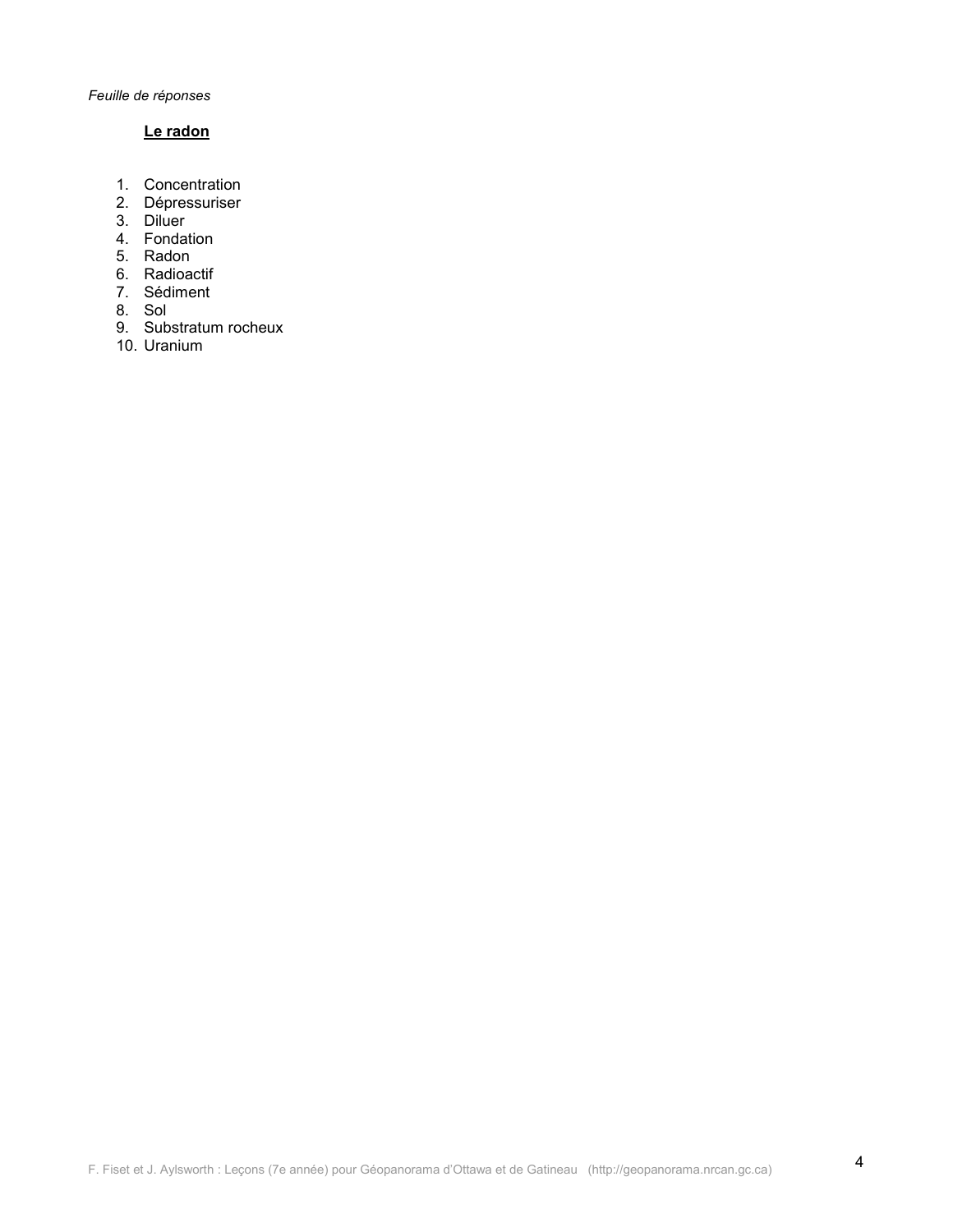*Feuille de réponses*

## **Le radon**

1. Concentration
2. Dépressuriser
3. Diluer
4. Fondation
5. Radon
6. Radioactif
7. Sédiment
8. Sol
9. Substratum rocheux
10. Uranium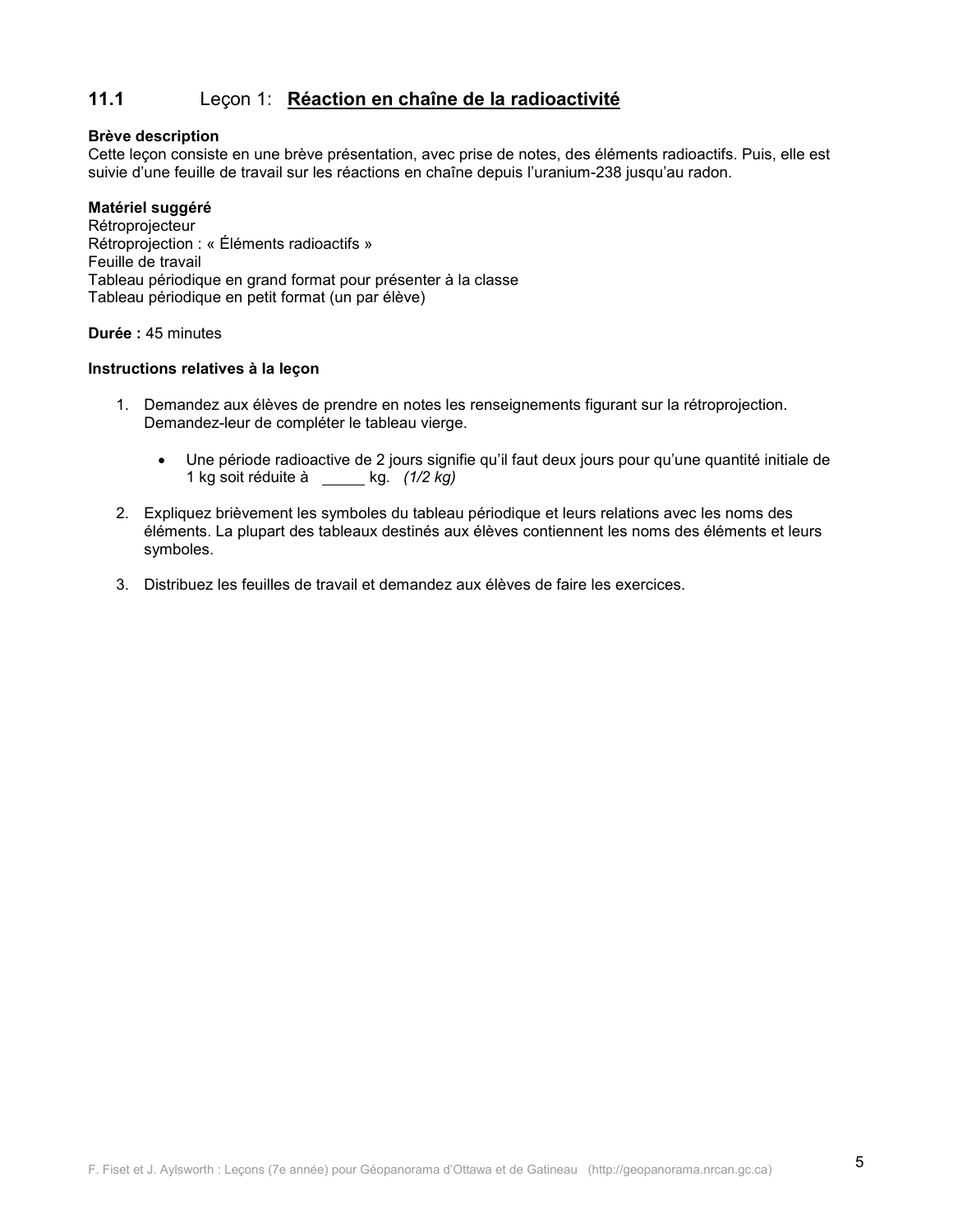## 11.1 Leçon 1: **<u>Réaction en chaîne de la radioactivité</u>**

**Brève description**
Cette leçon consiste en une brève présentation, avec prise de notes, des éléments radioactifs. Puis, elle est suivie d'une feuille de travail sur les réactions en chaîne depuis l'uranium-238 jusqu'au radon.

**Matériel suggéré**
Rétroprojecteur
Rétroprojection : « Éléments radioactifs »
Feuille de travail
Tableau périodique en grand format pour présenter à la classe
Tableau périodique en petit format (un par élève)

**Durée :** 45 minutes

**Instructions relatives à la leçon**

1. Demandez aux élèves de prendre en notes les renseignements figurant sur la rétroprojection. Demandez-leur de compléter le tableau vierge.

   - Une période radioactive de 2 jours signifie qu'il faut deux jours pour qu'une quantité initiale de 1 kg soit réduite à _____ kg. *(1/2 kg)*

2. Expliquez brièvement les symboles du tableau périodique et leurs relations avec les noms des éléments. La plupart des tableaux destinés aux élèves contiennent les noms des éléments et leurs symboles.

3. Distribuez les feuilles de travail et demandez aux élèves de faire les exercices.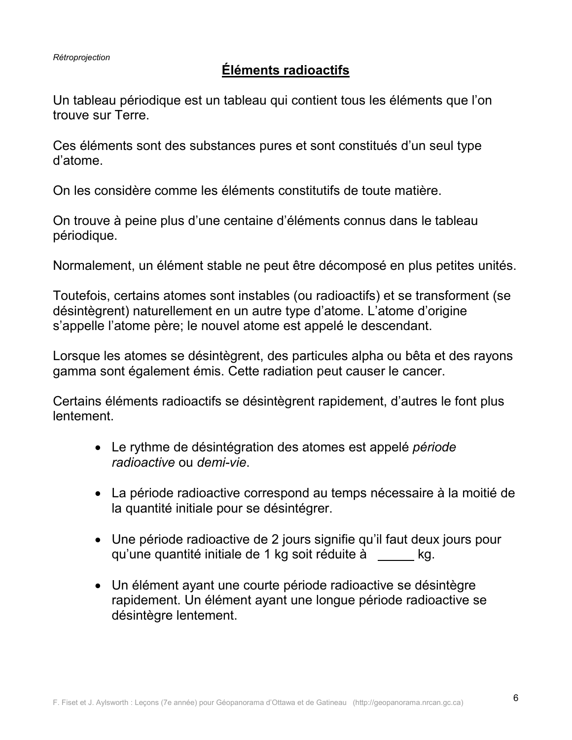*Rétroprojection*

## Éléments radioactifs

Un tableau périodique est un tableau qui contient tous les éléments que l'on trouve sur Terre.

Ces éléments sont des substances pures et sont constitués d'un seul type d'atome.

On les considère comme les éléments constitutifs de toute matière.

On trouve à peine plus d'une centaine d'éléments connus dans le tableau périodique.

Normalement, un élément stable ne peut être décomposé en plus petites unités.

Toutefois, certains atomes sont instables (ou radioactifs) et se transforment (se désintègrent) naturellement en un autre type d'atome. L'atome d'origine s'appelle l'atome père; le nouvel atome est appelé le descendant.

Lorsque les atomes se désintègrent, des particules alpha ou bêta et des rayons gamma sont également émis. Cette radiation peut causer le cancer.

Certains éléments radioactifs se désintègrent rapidement, d'autres le font plus lentement.

- Le rythme de désintégration des atomes est appelé *période radioactive* ou *demi-vie*.
- La période radioactive correspond au temps nécessaire à la moitié de la quantité initiale pour se désintégrer.
- Une période radioactive de 2 jours signifie qu'il faut deux jours pour qu'une quantité initiale de 1 kg soit réduite à _____ kg.
- Un élément ayant une courte période radioactive se désintègre rapidement. Un élément ayant une longue période radioactive se désintègre lentement.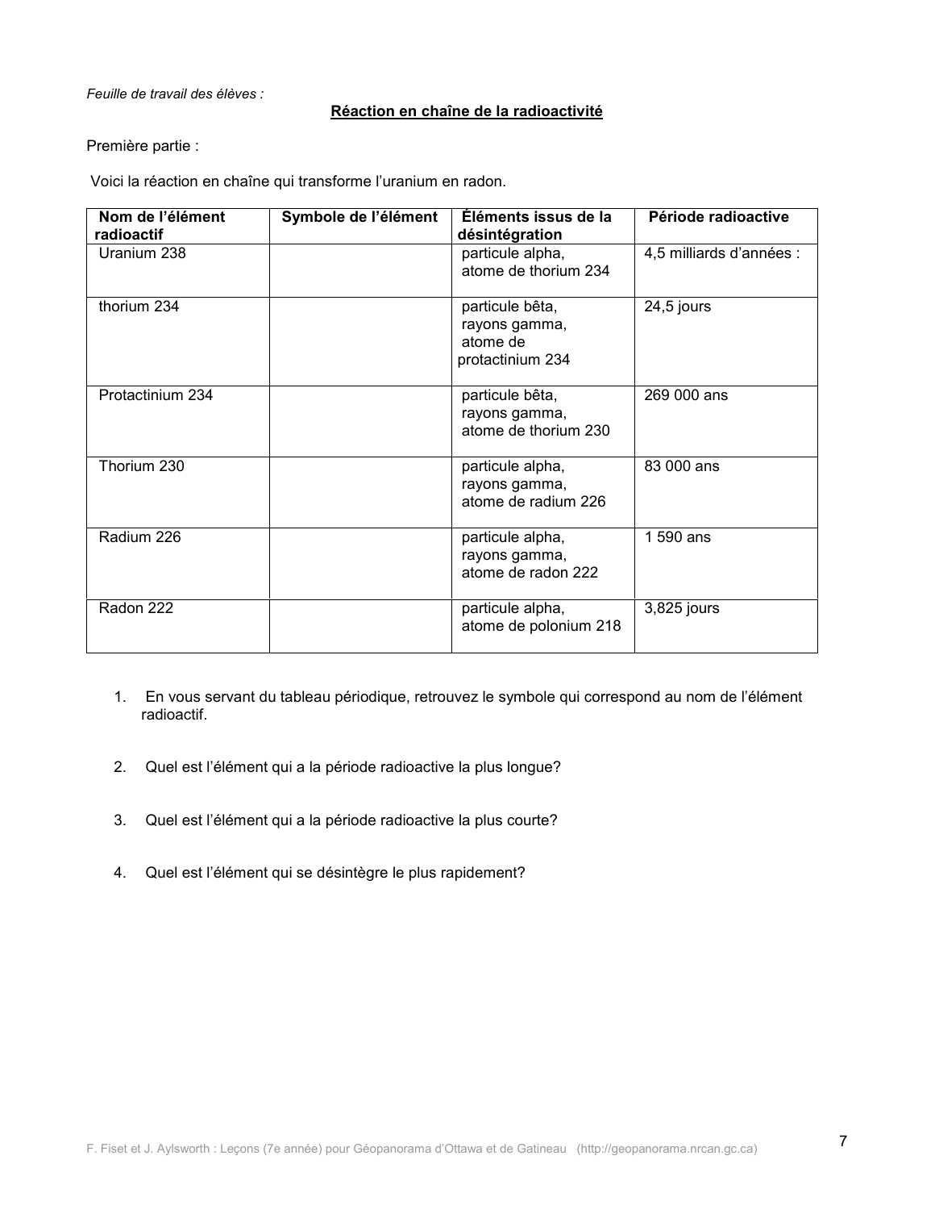*Feuille de travail des élèves :*

**Réaction en chaîne de la radioactivité**

Première partie :

Voici la réaction en chaîne qui transforme l'uranium en radon.

| Nom de l'élément radioactif | Symbole de l'élément | Éléments issus de la désintégration | Période radioactive |
|---|---|---|---|
| Uranium 238 | | particule alpha, atome de thorium 234 | 4,5 milliards d'années : |
| thorium 234 | | particule bêta, rayons gamma, atome de protactinium 234 | 24,5 jours |
| Protactinium 234 | | particule bêta, rayons gamma, atome de thorium 230 | 269 000 ans |
| Thorium 230 | | particule alpha, rayons gamma, atome de radium 226 | 83 000 ans |
| Radium 226 | | particule alpha, rayons gamma, atome de radon 222 | 1 590 ans |
| Radon 222 | | particule alpha, atome de polonium 218 | 3,825 jours |

1. En vous servant du tableau périodique, retrouvez le symbole qui correspond au nom de l'élément radioactif.

2. Quel est l'élément qui a la période radioactive la plus longue?

3. Quel est l'élément qui a la période radioactive la plus courte?

4. Quel est l'élément qui se désintègre le plus rapidement?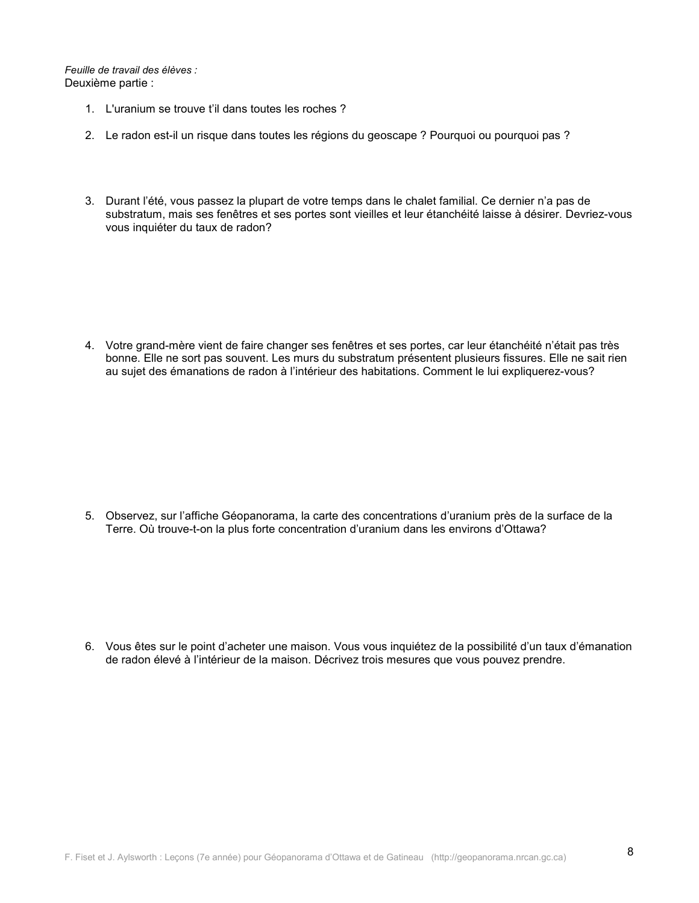*Feuille de travail des élèves :*
Deuxième partie :

1. L'uranium se trouve t'il dans toutes les roches ?

2. Le radon est-il un risque dans toutes les régions du geoscape ? Pourquoi ou pourquoi pas ?

3. Durant l'été, vous passez la plupart de votre temps dans le chalet familial. Ce dernier n'a pas de substratum, mais ses fenêtres et ses portes sont vieilles et leur étanchéité laisse à désirer. Devriez-vous vous inquiéter du taux de radon?

4. Votre grand-mère vient de faire changer ses fenêtres et ses portes, car leur étanchéité n'était pas très bonne. Elle ne sort pas souvent. Les murs du substratum présentent plusieurs fissures. Elle ne sait rien au sujet des émanations de radon à l'intérieur des habitations. Comment le lui expliquerez-vous?

5. Observez, sur l'affiche Géopanorama, la carte des concentrations d'uranium près de la surface de la Terre. Où trouve-t-on la plus forte concentration d'uranium dans les environs d'Ottawa?

6. Vous êtes sur le point d'acheter une maison. Vous vous inquiétez de la possibilité d'un taux d'émanation de radon élevé à l'intérieur de la maison. Décrivez trois mesures que vous pouvez prendre.